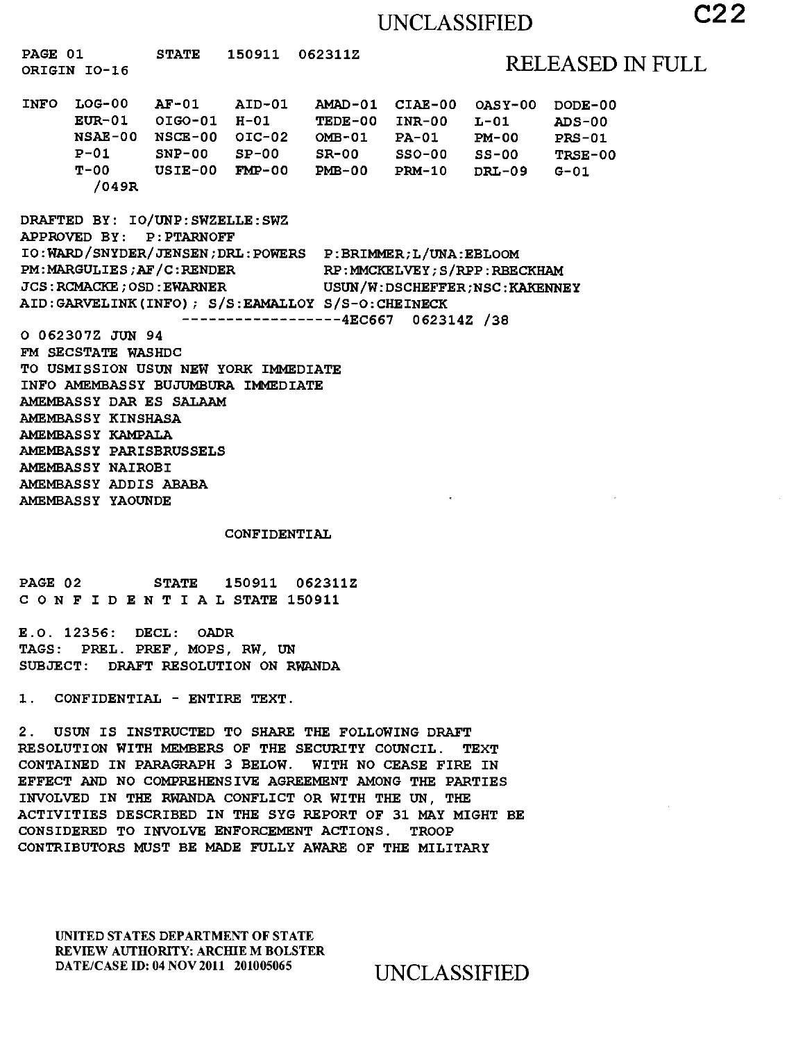UNCLASSIFIED

RELEASED IN FULL

PAGE 01 STATE 150911 062311Z
ORIGIN IO-16

```
INFO  LOG-00   AF-01    AID-01   AMAD-01  CIAE-00  OASY-00  DODE-00
      EUR-01   OIGO-01  H-01     TEDE-00  INR-00   L-01     ADS-00
      NSAE-00  NSCE-00  OIC-02   OMB-01   PA-01    PM-00    PRS-01
      P-01     SNP-00   SP-00    SR-00    SSO-00   SS-00    TRSE-00
      T-00     USIE-00  FMP-00   PMB-00   PRM-10   DRL-09   G-01
       /049R
```

DRAFTED BY: IO/UNP:SWZELLE:SWZ
APPROVED BY: P:PTARNOFF
IO:WARD/SNYDER/JENSEN;DRL:POWERS P:BRIMMER;L/UNA:EBLOOM
PM:MARGULIES;AF/C:RENDER RP:MMCKELVEY;S/RPP:RBECKHAM
JCS:RCMACKE;OSD:EWARNER USUN/W:DSCHEFFER;NSC:KAKENNEY
AID:GARVELINK(INFO); S/S:EAMALLOY S/S-O:CHEINECK
------------------4EC667 062314Z /38

O 062307Z JUN 94
FM SECSTATE WASHDC
TO USMISSION USUN NEW YORK IMMEDIATE
INFO AMEMBASSY BUJUMBURA IMMEDIATE
AMEMBASSY DAR ES SALAAM
AMEMBASSY KINSHASA
AMEMBASSY KAMPALA
AMEMBASSY PARISBRUSSELS
AMEMBASSY NAIROBI
AMEMBASSY ADDIS ABABA
AMEMBASSY YAOUNDE

CONFIDENTIAL

PAGE 02 STATE 150911 062311Z
C O N F I D E N T I A L STATE 150911

E.O. 12356: DECL: OADR
TAGS: PREL. PREF, MOPS, RW, UN
SUBJECT: DRAFT RESOLUTION ON RWANDA

1. CONFIDENTIAL - ENTIRE TEXT.

2. USUN IS INSTRUCTED TO SHARE THE FOLLOWING DRAFT RESOLUTION WITH MEMBERS OF THE SECURITY COUNCIL. TEXT CONTAINED IN PARAGRAPH 3 BELOW. WITH NO CEASE FIRE IN EFFECT AND NO COMPREHENSIVE AGREEMENT AMONG THE PARTIES INVOLVED IN THE RWANDA CONFLICT OR WITH THE UN, THE ACTIVITIES DESCRIBED IN THE SYG REPORT OF 31 MAY MIGHT BE CONSIDERED TO INVOLVE ENFORCEMENT ACTIONS. TROOP CONTRIBUTORS MUST BE MADE FULLY AWARE OF THE MILITARY

UNITED STATES DEPARTMENT OF STATE
REVIEW AUTHORITY: ARCHIE M BOLSTER
DATE/CASE ID: 04 NOV 2011 201005065

UNCLASSIFIED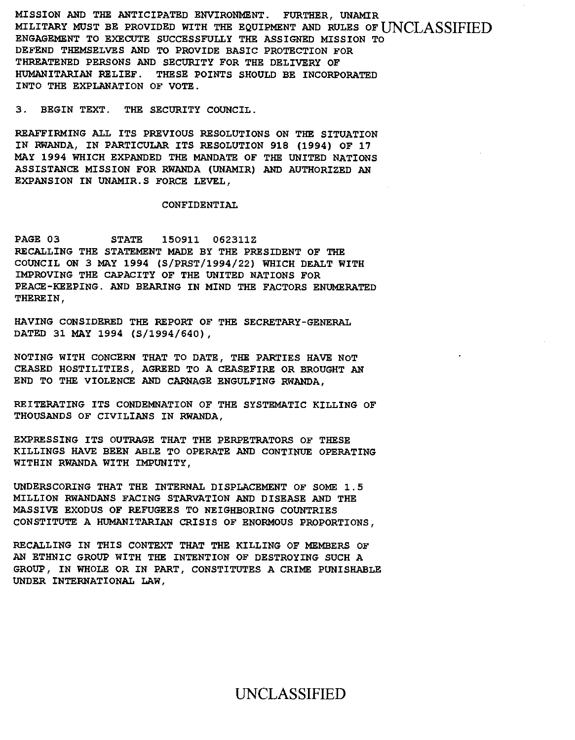MISSION AND THE ANTICIPATED ENVIRONMENT. FURTHER, UNAMIR MILITARY MUST BE PROVIDED WITH THE EQUIPMENT AND RULES OF ENGAGEMENT TO EXECUTE SUCCESSFULLY THE ASSIGNED MISSION TO DEFEND THEMSELVES AND TO PROVIDE BASIC PROTECTION FOR THREATENED PERSONS AND SECURITY FOR THE DELIVERY OF HUMANITARIAN RELIEF. THESE POINTS SHOULD BE INCORPORATED INTO THE EXPLANATION OF VOTE.

3. BEGIN TEXT. THE SECURITY COUNCIL.

REAFFIRMING ALL ITS PREVIOUS RESOLUTIONS ON THE SITUATION IN RWANDA, IN PARTICULAR ITS RESOLUTION 918 (1994) OF 17 MAY 1994 WHICH EXPANDED THE MANDATE OF THE UNITED NATIONS ASSISTANCE MISSION FOR RWANDA (UNAMIR) AND AUTHORIZED AN EXPANSION IN UNAMIR.S FORCE LEVEL,

CONFIDENTIAL

PAGE 03 STATE 150911 062311Z

RECALLING THE STATEMENT MADE BY THE PRESIDENT OF THE COUNCIL ON 3 MAY 1994 (S/PRST/1994/22) WHICH DEALT WITH IMPROVING THE CAPACITY OF THE UNITED NATIONS FOR PEACE-KEEPING. AND BEARING IN MIND THE FACTORS ENUMERATED THEREIN,

HAVING CONSIDERED THE REPORT OF THE SECRETARY-GENERAL DATED 31 MAY 1994 (S/1994/640),

NOTING WITH CONCERN THAT TO DATE, THE PARTIES HAVE NOT CEASED HOSTILITIES, AGREED TO A CEASEFIRE OR BROUGHT AN END TO THE VIOLENCE AND CARNAGE ENGULFING RWANDA,

REITERATING ITS CONDEMNATION OF THE SYSTEMATIC KILLING OF THOUSANDS OF CIVILIANS IN RWANDA,

EXPRESSING ITS OUTRAGE THAT THE PERPETRATORS OF THESE KILLINGS HAVE BEEN ABLE TO OPERATE AND CONTINUE OPERATING WITHIN RWANDA WITH IMPUNITY,

UNDERSCORING THAT THE INTERNAL DISPLACEMENT OF SOME 1.5 MILLION RWANDANS FACING STARVATION AND DISEASE AND THE MASSIVE EXODUS OF REFUGEES TO NEIGHBORING COUNTRIES CONSTITUTE A HUMANITARIAN CRISIS OF ENORMOUS PROPORTIONS,

RECALLING IN THIS CONTEXT THAT THE KILLING OF MEMBERS OF AN ETHNIC GROUP WITH THE INTENTION OF DESTROYING SUCH A GROUP, IN WHOLE OR IN PART, CONSTITUTES A CRIME PUNISHABLE UNDER INTERNATIONAL LAW,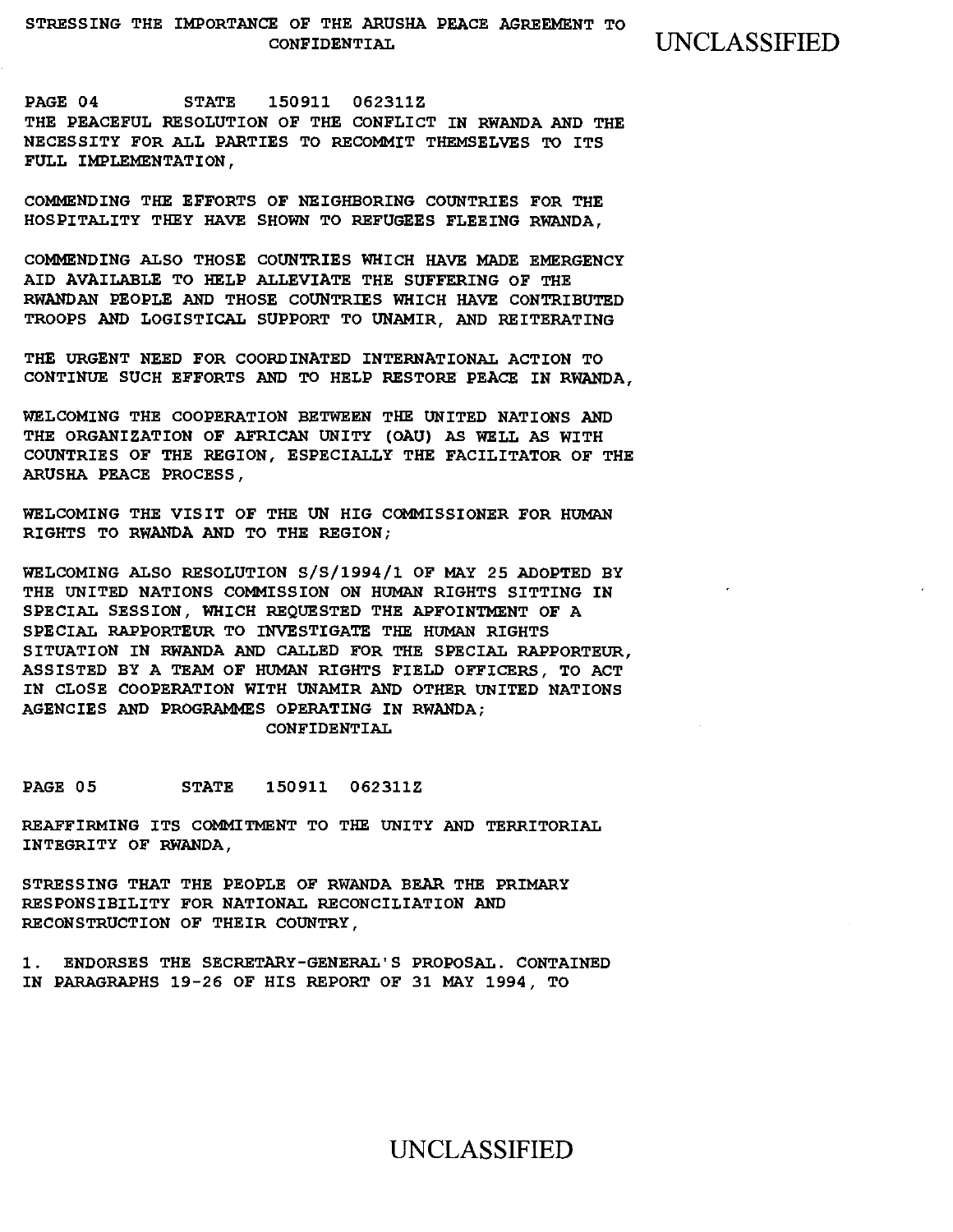STRESSING THE IMPORTANCE OF THE ARUSHA PEACE AGREEMENT TO THE PEACEFUL RESOLUTION OF THE CONFLICT IN RWANDA AND THE NECESSITY FOR ALL PARTIES TO RECOMMIT THEMSELVES TO ITS FULL IMPLEMENTATION,

COMMENDING THE EFFORTS OF NEIGHBORING COUNTRIES FOR THE HOSPITALITY THEY HAVE SHOWN TO REFUGEES FLEEING RWANDA,

COMMENDING ALSO THOSE COUNTRIES WHICH HAVE MADE EMERGENCY AID AVAILABLE TO HELP ALLEVIATE THE SUFFERING OF THE RWANDAN PEOPLE AND THOSE COUNTRIES WHICH HAVE CONTRIBUTED TROOPS AND LOGISTICAL SUPPORT TO UNAMIR, AND REITERATING

THE URGENT NEED FOR COORDINATED INTERNATIONAL ACTION TO CONTINUE SUCH EFFORTS AND TO HELP RESTORE PEACE IN RWANDA,

WELCOMING THE COOPERATION BETWEEN THE UNITED NATIONS AND THE ORGANIZATION OF AFRICAN UNITY (OAU) AS WELL AS WITH COUNTRIES OF THE REGION, ESPECIALLY THE FACILITATOR OF THE ARUSHA PEACE PROCESS,

WELCOMING THE VISIT OF THE UN HIG COMMISSIONER FOR HUMAN RIGHTS TO RWANDA AND TO THE REGION;

WELCOMING ALSO RESOLUTION S/S/1994/1 OF MAY 25 ADOPTED BY THE UNITED NATIONS COMMISSION ON HUMAN RIGHTS SITTING IN SPECIAL SESSION, WHICH REQUESTED THE APPOINTMENT OF A SPECIAL RAPPORTEUR TO INVESTIGATE THE HUMAN RIGHTS SITUATION IN RWANDA AND CALLED FOR THE SPECIAL RAPPORTEUR, ASSISTED BY A TEAM OF HUMAN RIGHTS FIELD OFFICERS, TO ACT IN CLOSE COOPERATION WITH UNAMIR AND OTHER UNITED NATIONS AGENCIES AND PROGRAMMES OPERATING IN RWANDA;

REAFFIRMING ITS COMMITMENT TO THE UNITY AND TERRITORIAL INTEGRITY OF RWANDA,

STRESSING THAT THE PEOPLE OF RWANDA BEAR THE PRIMARY RESPONSIBILITY FOR NATIONAL RECONCILIATION AND RECONSTRUCTION OF THEIR COUNTRY,

1. ENDORSES THE SECRETARY-GENERAL'S PROPOSAL. CONTAINED IN PARAGRAPHS 19-26 OF HIS REPORT OF 31 MAY 1994, TO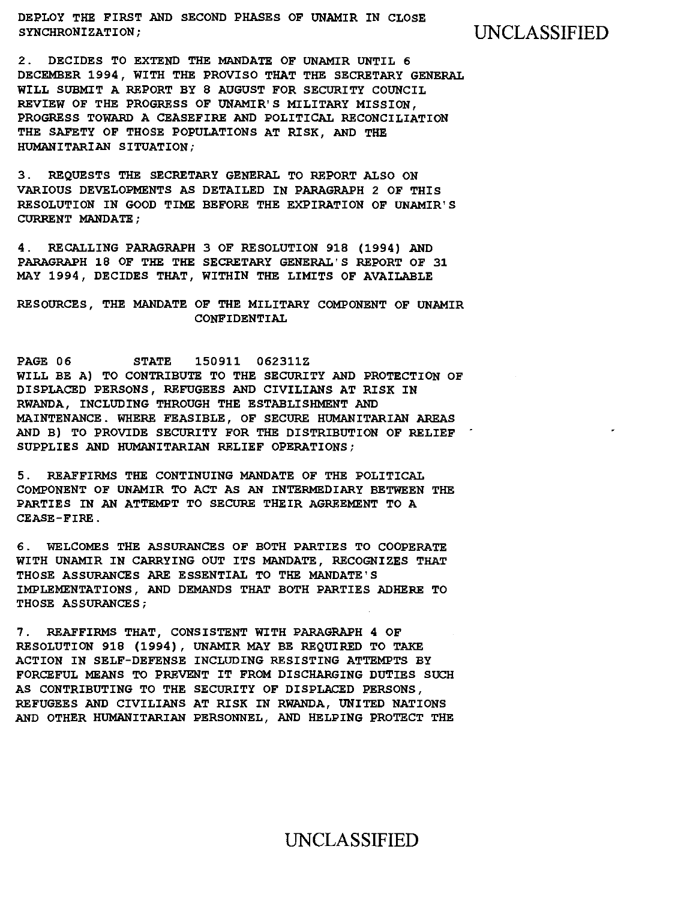DEPLOY THE FIRST AND SECOND PHASES OF UNAMIR IN CLOSE SYNCHRONIZATION;

2. DECIDES TO EXTEND THE MANDATE OF UNAMIR UNTIL 6 DECEMBER 1994, WITH THE PROVISO THAT THE SECRETARY GENERAL WILL SUBMIT A REPORT BY 8 AUGUST FOR SECURITY COUNCIL REVIEW OF THE PROGRESS OF UNAMIR'S MILITARY MISSION, PROGRESS TOWARD A CEASEFIRE AND POLITICAL RECONCILIATION THE SAFETY OF THOSE POPULATIONS AT RISK, AND THE HUMANITARIAN SITUATION;

3. REQUESTS THE SECRETARY GENERAL TO REPORT ALSO ON VARIOUS DEVELOPMENTS AS DETAILED IN PARAGRAPH 2 OF THIS RESOLUTION IN GOOD TIME BEFORE THE EXPIRATION OF UNAMIR'S CURRENT MANDATE;

4. RECALLING PARAGRAPH 3 OF RESOLUTION 918 (1994) AND PARAGRAPH 18 OF THE THE SECRETARY GENERAL'S REPORT OF 31 MAY 1994, DECIDES THAT, WITHIN THE LIMITS OF AVAILABLE

RESOURCES, THE MANDATE OF THE MILITARY COMPONENT OF UNAMIR

CONFIDENTIAL

PAGE 06 STATE 150911 062311Z

WILL BE A) TO CONTRIBUTE TO THE SECURITY AND PROTECTION OF DISPLACED PERSONS, REFUGEES AND CIVILIANS AT RISK IN RWANDA, INCLUDING THROUGH THE ESTABLISHMENT AND MAINTENANCE. WHERE FEASIBLE, OF SECURE HUMANITARIAN AREAS AND B) TO PROVIDE SECURITY FOR THE DISTRIBUTION OF RELIEF SUPPLIES AND HUMANITARIAN RELIEF OPERATIONS;

5. REAFFIRMS THE CONTINUING MANDATE OF THE POLITICAL COMPONENT OF UNAMIR TO ACT AS AN INTERMEDIARY BETWEEN THE PARTIES IN AN ATTEMPT TO SECURE THEIR AGREEMENT TO A CEASE-FIRE.

6. WELCOMES THE ASSURANCES OF BOTH PARTIES TO COOPERATE WITH UNAMIR IN CARRYING OUT ITS MANDATE, RECOGNIZES THAT THOSE ASSURANCES ARE ESSENTIAL TO THE MANDATE'S IMPLEMENTATIONS, AND DEMANDS THAT BOTH PARTIES ADHERE TO THOSE ASSURANCES;

7. REAFFIRMS THAT, CONSISTENT WITH PARAGRAPH 4 OF RESOLUTION 918 (1994), UNAMIR MAY BE REQUIRED TO TAKE ACTION IN SELF-DEFENSE INCLUDING RESISTING ATTEMPTS BY FORCEFUL MEANS TO PREVENT IT FROM DISCHARGING DUTIES SUCH AS CONTRIBUTING TO THE SECURITY OF DISPLACED PERSONS, REFUGEES AND CIVILIANS AT RISK IN RWANDA, UNITED NATIONS AND OTHER HUMANITARIAN PERSONNEL, AND HELPING PROTECT THE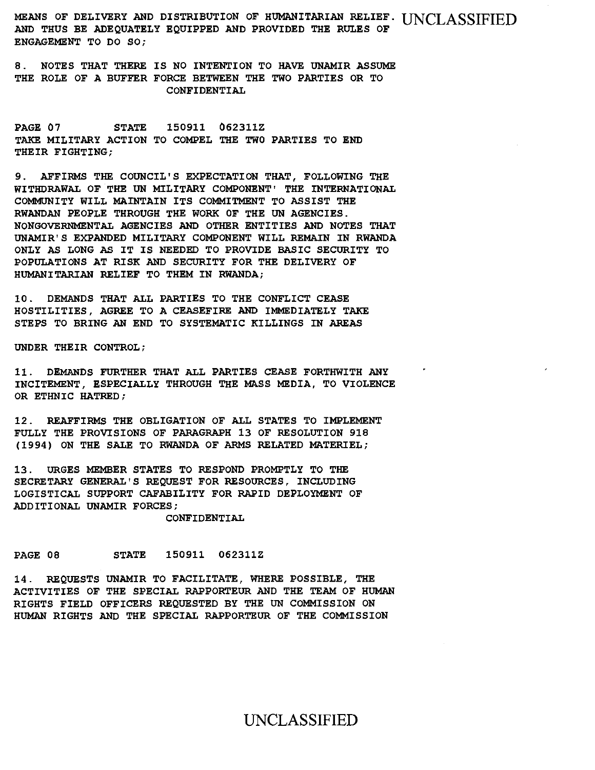MEANS OF DELIVERY AND DISTRIBUTION OF HUMANITARIAN RELIEF. AND THUS BE ADEQUATELY EQUIPPED AND PROVIDED THE RULES OF ENGAGEMENT TO DO SO;

8. NOTES THAT THERE IS NO INTENTION TO HAVE UNAMIR ASSUME THE ROLE OF A BUFFER FORCE BETWEEN THE TWO PARTIES OR TO TAKE MILITARY ACTION TO COMPEL THE TWO PARTIES TO END THEIR FIGHTING;

9. AFFIRMS THE COUNCIL'S EXPECTATION THAT, FOLLOWING THE WITHDRAWAL OF THE UN MILITARY COMPONENT' THE INTERNATIONAL COMMUNITY WILL MAINTAIN ITS COMMITMENT TO ASSIST THE RWANDAN PEOPLE THROUGH THE WORK OF THE UN AGENCIES. NONGOVERNMENTAL AGENCIES AND OTHER ENTITIES AND NOTES THAT UNAMIR'S EXPANDED MILITARY COMPONENT WILL REMAIN IN RWANDA ONLY AS LONG AS IT IS NEEDED TO PROVIDE BASIC SECURITY TO POPULATIONS AT RISK AND SECURITY FOR THE DELIVERY OF HUMANITARIAN RELIEF TO THEM IN RWANDA;

10. DEMANDS THAT ALL PARTIES TO THE CONFLICT CEASE HOSTILITIES, AGREE TO A CEASEFIRE AND IMMEDIATELY TAKE STEPS TO BRING AN END TO SYSTEMATIC KILLINGS IN AREAS UNDER THEIR CONTROL;

11. DEMANDS FURTHER THAT ALL PARTIES CEASE FORTHWITH ANY INCITEMENT, ESPECIALLY THROUGH THE MASS MEDIA, TO VIOLENCE OR ETHNIC HATRED;

12. REAFFIRMS THE OBLIGATION OF ALL STATES TO IMPLEMENT FULLY THE PROVISIONS OF PARAGRAPH 13 OF RESOLUTION 918 (1994) ON THE SALE TO RWANDA OF ARMS RELATED MATERIEL;

13. URGES MEMBER STATES TO RESPOND PROMPTLY TO THE SECRETARY GENERAL'S REQUEST FOR RESOURCES, INCLUDING LOGISTICAL SUPPORT CAFABILITY FOR RAPID DEPLOYMENT OF ADDITIONAL UNAMIR FORCES;

14. REQUESTS UNAMIR TO FACILITATE, WHERE POSSIBLE, THE ACTIVITIES OF THE SPECIAL RAPPORTEUR AND THE TEAM OF HUMAN RIGHTS FIELD OFFICERS REQUESTED BY THE UN COMMISSION ON HUMAN RIGHTS AND THE SPECIAL RAPPORTEUR OF THE COMMISSION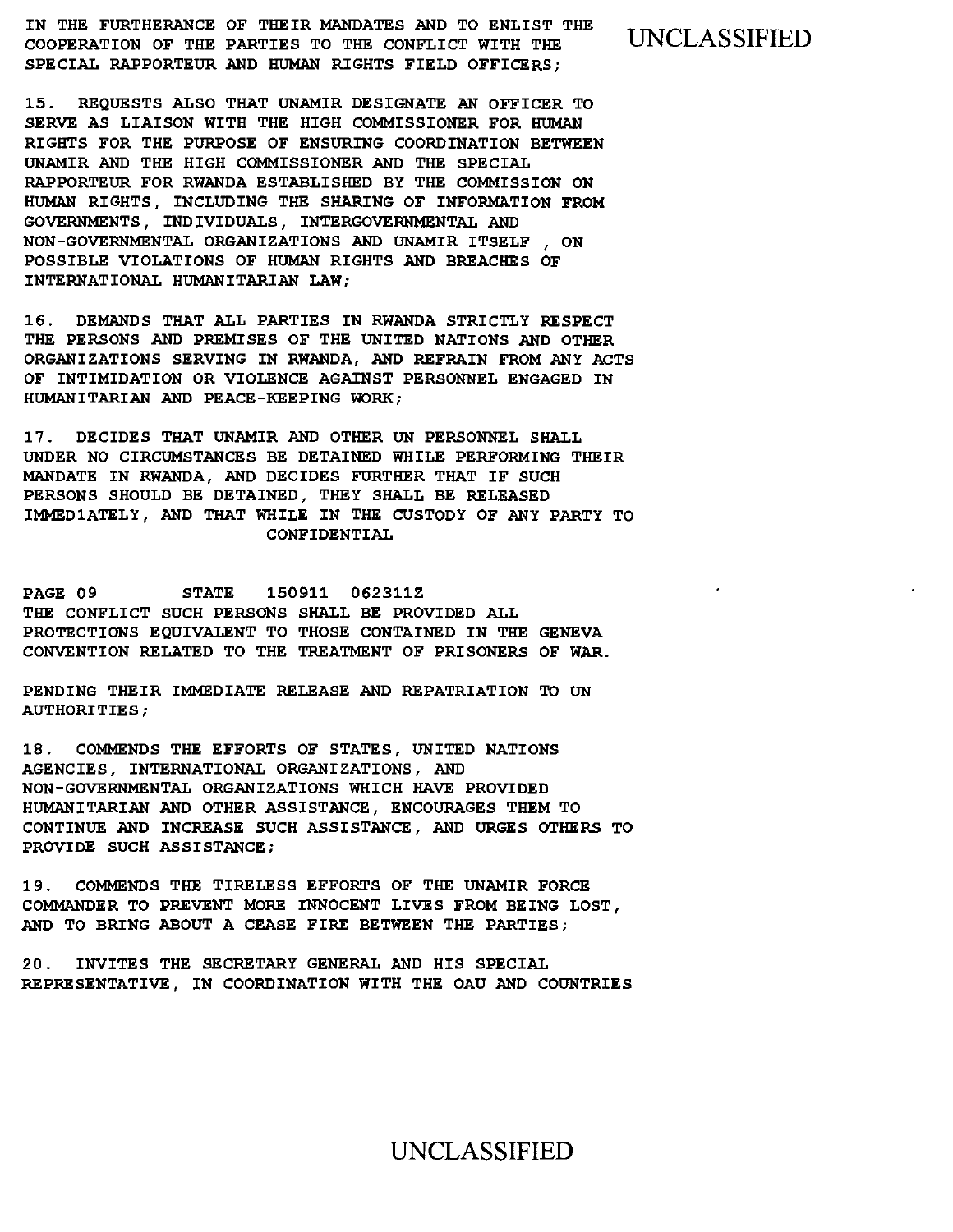IN THE FURTHERANCE OF THEIR MANDATES AND TO ENLIST THE COOPERATION OF THE PARTIES TO THE CONFLICT WITH THE SPECIAL RAPPORTEUR AND HUMAN RIGHTS FIELD OFFICERS;

15. REQUESTS ALSO THAT UNAMIR DESIGNATE AN OFFICER TO SERVE AS LIAISON WITH THE HIGH COMMISSIONER FOR HUMAN RIGHTS FOR THE PURPOSE OF ENSURING COORDINATION BETWEEN UNAMIR AND THE HIGH COMMISSIONER AND THE SPECIAL RAPPORTEUR FOR RWANDA ESTABLISHED BY THE COMMISSION ON HUMAN RIGHTS, INCLUDING THE SHARING OF INFORMATION FROM GOVERNMENTS, INDIVIDUALS, INTERGOVERNMENTAL AND NON-GOVERNMENTAL ORGANIZATIONS AND UNAMIR ITSELF , ON POSSIBLE VIOLATIONS OF HUMAN RIGHTS AND BREACHES OF INTERNATIONAL HUMANITARIAN LAW;

16. DEMANDS THAT ALL PARTIES IN RWANDA STRICTLY RESPECT THE PERSONS AND PREMISES OF THE UNITED NATIONS AND OTHER ORGANIZATIONS SERVING IN RWANDA, AND REFRAIN FROM ANY ACTS OF INTIMIDATION OR VIOLENCE AGAINST PERSONNEL ENGAGED IN HUMANITARIAN AND PEACE-KEEPING WORK;

17. DECIDES THAT UNAMIR AND OTHER UN PERSONNEL SHALL UNDER NO CIRCUMSTANCES BE DETAINED WHILE PERFORMING THEIR MANDATE IN RWANDA, AND DECIDES FURTHER THAT IF SUCH PERSONS SHOULD BE DETAINED, THEY SHALL BE RELEASED IMMED1ATELY, AND THAT WHILE IN THE CUSTODY OF ANY PARTY TO

CONFIDENTIAL

PAGE 09 STATE 150911 062311Z

THE CONFLICT SUCH PERSONS SHALL BE PROVIDED ALL PROTECTIONS EQUIVALENT TO THOSE CONTAINED IN THE GENEVA CONVENTION RELATED TO THE TREATMENT OF PRISONERS OF WAR.

PENDING THEIR IMMEDIATE RELEASE AND REPATRIATION TO UN AUTHORITIES;

18. COMMENDS THE EFFORTS OF STATES, UNITED NATIONS AGENCIES, INTERNATIONAL ORGANIZATIONS, AND NON-GOVERNMENTAL ORGANIZATIONS WHICH HAVE PROVIDED HUMANITARIAN AND OTHER ASSISTANCE, ENCOURAGES THEM TO CONTINUE AND INCREASE SUCH ASSISTANCE, AND URGES OTHERS TO PROVIDE SUCH ASSISTANCE;

19. COMMENDS THE TIRELESS EFFORTS OF THE UNAMIR FORCE COMMANDER TO PREVENT MORE INNOCENT LIVES FROM BEING LOST, AND TO BRING ABOUT A CEASE FIRE BETWEEN THE PARTIES;

20. INVITES THE SECRETARY GENERAL AND HIS SPECIAL REPRESENTATIVE, IN COORDINATION WITH THE OAU AND COUNTRIES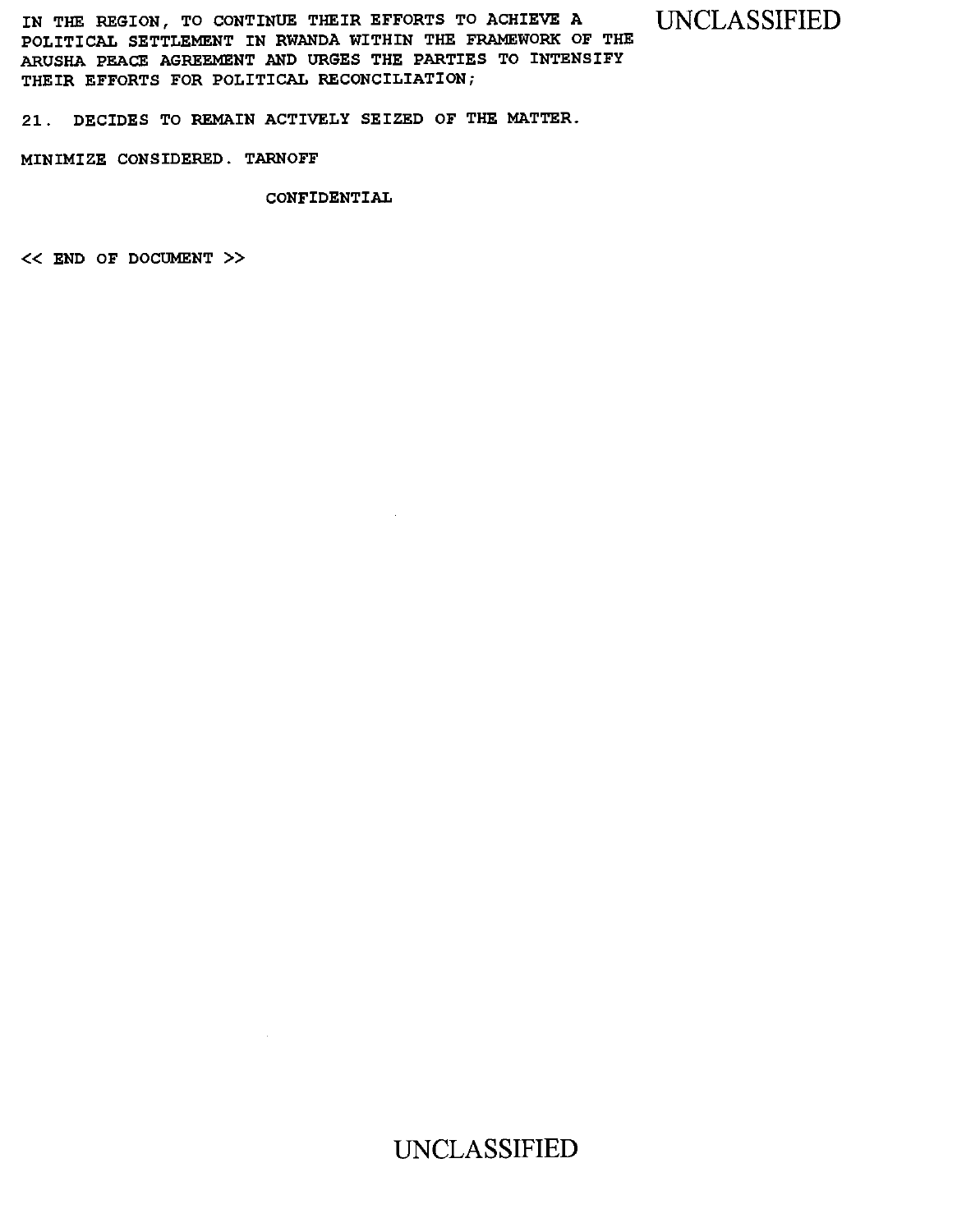IN THE REGION, TO CONTINUE THEIR EFFORTS TO ACHIEVE A POLITICAL SETTLEMENT IN RWANDA WITHIN THE FRAMEWORK OF THE ARUSHA PEACE AGREEMENT AND URGES THE PARTIES TO INTENSIFY THEIR EFFORTS FOR POLITICAL RECONCILIATION;

21. DECIDES TO REMAIN ACTIVELY SEIZED OF THE MATTER.

MINIMIZE CONSIDERED. TARNOFF

CONFIDENTIAL

<< END OF DOCUMENT >>